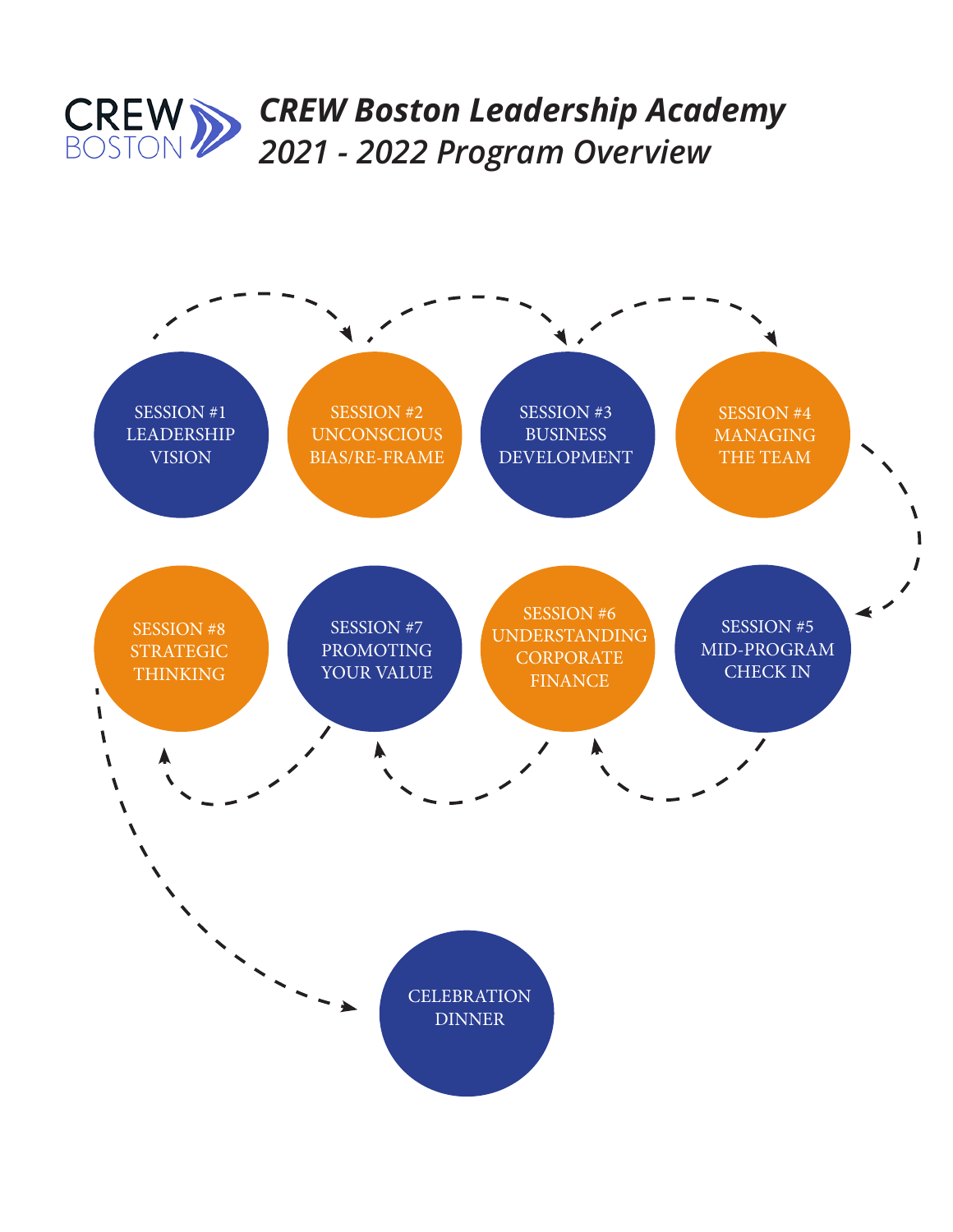# CREW Boston Leadership Academy
## 2021 - 2022 Program Overview

SESSION #1
LEADERSHIP VISION

SESSION #2
UNCONSCIOUS BIAS/RE-FRAME

SESSION #3
BUSINESS DEVELOPMENT

SESSION #4
MANAGING THE TEAM

SESSION #5
MID-PROGRAM CHECK IN

SESSION #6
UNDERSTANDING CORPORATE FINANCE

SESSION #7
PROMOTING YOUR VALUE

SESSION #8
STRATEGIC THINKING

CELEBRATION DINNER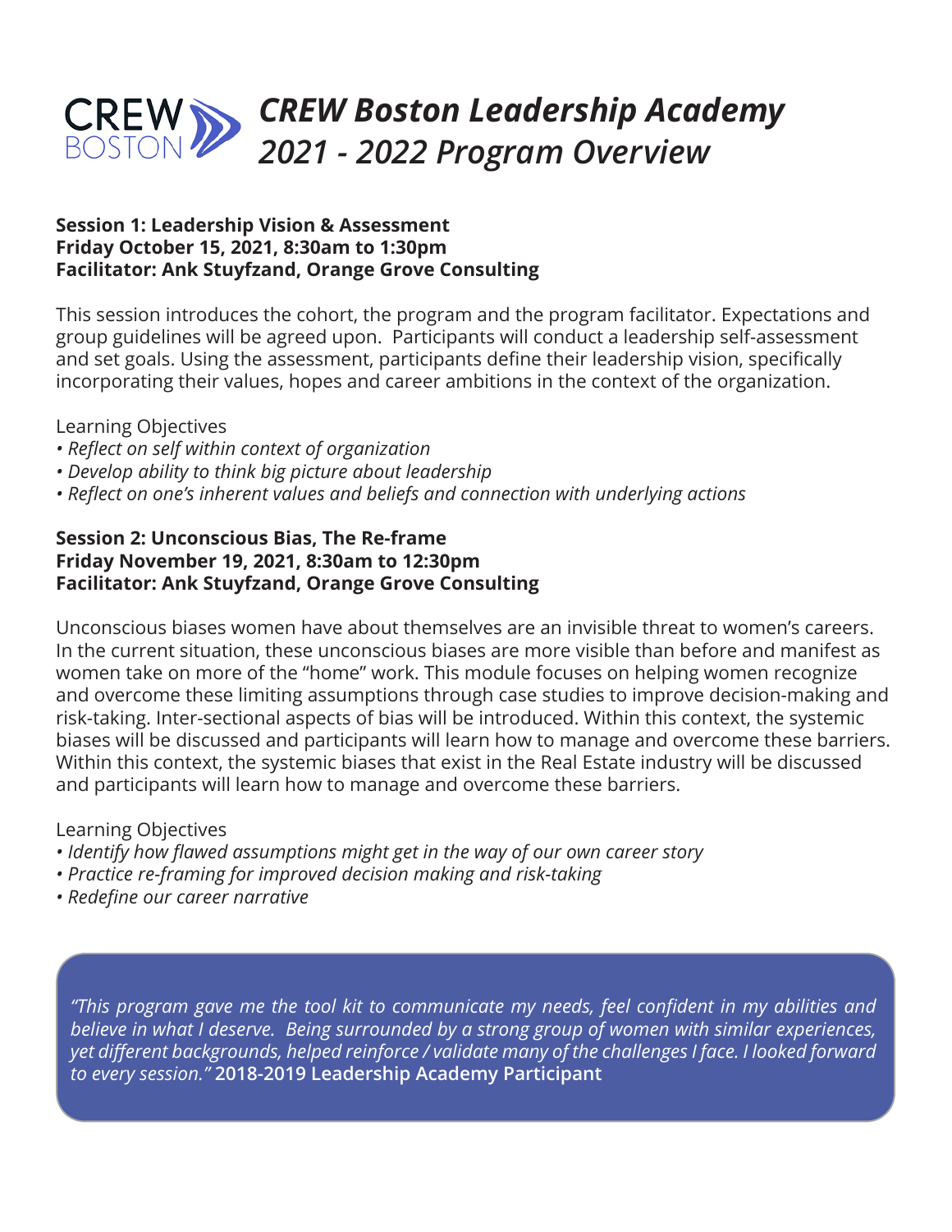# *CREW Boston Leadership Academy 2021 - 2022 Program Overview*

**Session 1: Leadership Vision & Assessment**
**Friday October 15, 2021, 8:30am to 1:30pm**
**Facilitator: Ank Stuyfzand, Orange Grove Consulting**

This session introduces the cohort, the program and the program facilitator. Expectations and group guidelines will be agreed upon. Participants will conduct a leadership self-assessment and set goals. Using the assessment, participants define their leadership vision, specifically incorporating their values, hopes and career ambitions in the context of the organization.

Learning Objectives

- *Reflect on self within context of organization*
- *Develop ability to think big picture about leadership*
- *Reflect on one's inherent values and beliefs and connection with underlying actions*

**Session 2: Unconscious Bias, The Re-frame**
**Friday November 19, 2021, 8:30am to 12:30pm**
**Facilitator: Ank Stuyfzand, Orange Grove Consulting**

Unconscious biases women have about themselves are an invisible threat to women's careers. In the current situation, these unconscious biases are more visible than before and manifest as women take on more of the "home" work. This module focuses on helping women recognize and overcome these limiting assumptions through case studies to improve decision-making and risk-taking. Inter-sectional aspects of bias will be introduced. Within this context, the systemic biases will be discussed and participants will learn how to manage and overcome these barriers. Within this context, the systemic biases that exist in the Real Estate industry will be discussed and participants will learn how to manage and overcome these barriers.

Learning Objectives

- *Identify how flawed assumptions might get in the way of our own career story*
- *Practice re-framing for improved decision making and risk-taking*
- *Redefine our career narrative*

> *"This program gave me the tool kit to communicate my needs, feel confident in my abilities and believe in what I deserve. Being surrounded by a strong group of women with similar experiences, yet different backgrounds, helped reinforce / validate many of the challenges I face. I looked forward to every session."* **2018-2019 Leadership Academy Participant**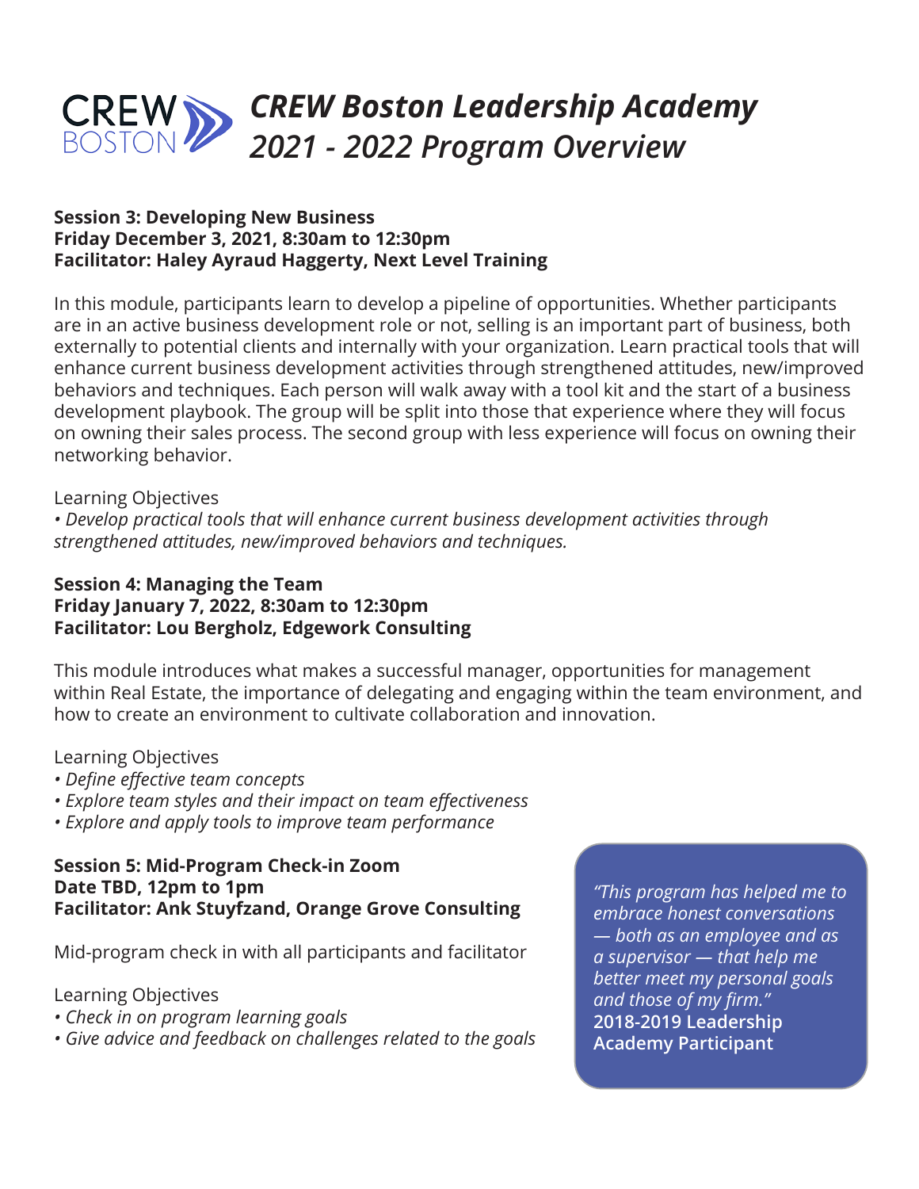# CREW Boston Leadership Academy 2021 - 2022 Program Overview

**Session 3: Developing New Business**
**Friday December 3, 2021, 8:30am to 12:30pm**
**Facilitator: Haley Ayraud Haggerty, Next Level Training**

In this module, participants learn to develop a pipeline of opportunities. Whether participants are in an active business development role or not, selling is an important part of business, both externally to potential clients and internally with your organization. Learn practical tools that will enhance current business development activities through strengthened attitudes, new/improved behaviors and techniques. Each person will walk away with a tool kit and the start of a business development playbook. The group will be split into those that experience where they will focus on owning their sales process. The second group with less experience will focus on owning their networking behavior.

Learning Objectives

- *Develop practical tools that will enhance current business development activities through strengthened attitudes, new/improved behaviors and techniques.*

**Session 4: Managing the Team**
**Friday January 7, 2022, 8:30am to 12:30pm**
**Facilitator: Lou Bergholz, Edgework Consulting**

This module introduces what makes a successful manager, opportunities for management within Real Estate, the importance of delegating and engaging within the team environment, and how to create an environment to cultivate collaboration and innovation.

Learning Objectives

- *Define effective team concepts*
- *Explore team styles and their impact on team effectiveness*
- *Explore and apply tools to improve team performance*

**Session 5: Mid-Program Check-in Zoom**
**Date TBD, 12pm to 1pm**
**Facilitator: Ank Stuyfzand, Orange Grove Consulting**

Mid-program check in with all participants and facilitator

Learning Objectives

- *Check in on program learning goals*
- *Give advice and feedback on challenges related to the goals*

*"This program has helped me to embrace honest conversations — both as an employee and as a supervisor — that help me better meet my personal goals and those of my firm."*
**2018-2019 Leadership Academy Participant**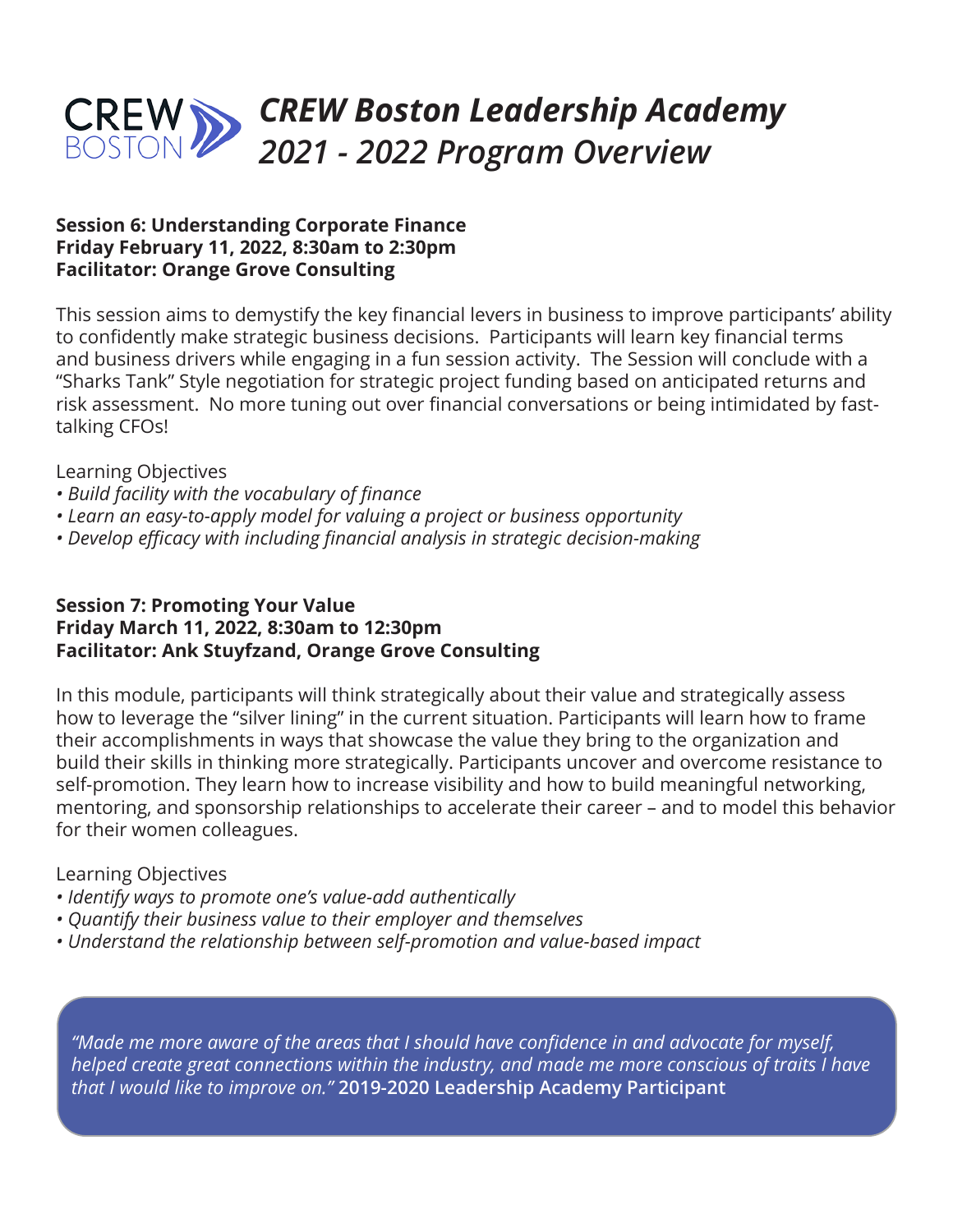# CREW Boston Leadership Academy 2021 - 2022 Program Overview

**Session 6: Understanding Corporate Finance**
**Friday February 11, 2022, 8:30am to 2:30pm**
**Facilitator: Orange Grove Consulting**

This session aims to demystify the key financial levers in business to improve participants' ability to confidently make strategic business decisions. Participants will learn key financial terms and business drivers while engaging in a fun session activity. The Session will conclude with a "Sharks Tank" Style negotiation for strategic project funding based on anticipated returns and risk assessment. No more tuning out over financial conversations or being intimidated by fast-talking CFOs!

Learning Objectives

- *Build facility with the vocabulary of finance*
- *Learn an easy-to-apply model for valuing a project or business opportunity*
- *Develop efficacy with including financial analysis in strategic decision-making*

**Session 7: Promoting Your Value**
**Friday March 11, 2022, 8:30am to 12:30pm**
**Facilitator: Ank Stuyfzand, Orange Grove Consulting**

In this module, participants will think strategically about their value and strategically assess how to leverage the "silver lining" in the current situation. Participants will learn how to frame their accomplishments in ways that showcase the value they bring to the organization and build their skills in thinking more strategically. Participants uncover and overcome resistance to self-promotion. They learn how to increase visibility and how to build meaningful networking, mentoring, and sponsorship relationships to accelerate their career – and to model this behavior for their women colleagues.

Learning Objectives

- *Identify ways to promote one's value-add authentically*
- *Quantify their business value to their employer and themselves*
- *Understand the relationship between self-promotion and value-based impact*

> *"Made me more aware of the areas that I should have confidence in and advocate for myself, helped create great connections within the industry, and made me more conscious of traits I have that I would like to improve on."* **2019-2020 Leadership Academy Participant**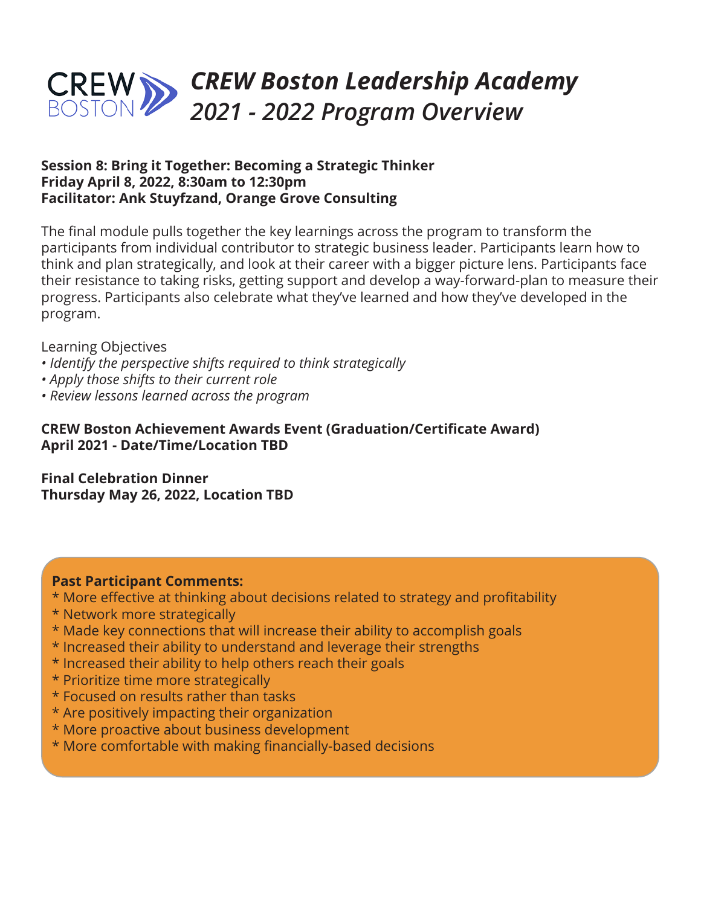# CREW Boston Leadership Academy 2021 - 2022 Program Overview

**Session 8: Bring it Together: Becoming a Strategic Thinker**
**Friday April 8, 2022, 8:30am to 12:30pm**
**Facilitator: Ank Stuyfzand, Orange Grove Consulting**

The final module pulls together the key learnings across the program to transform the participants from individual contributor to strategic business leader. Participants learn how to think and plan strategically, and look at their career with a bigger picture lens. Participants face their resistance to taking risks, getting support and develop a way-forward-plan to measure their progress. Participants also celebrate what they've learned and how they've developed in the program.

Learning Objectives

- *Identify the perspective shifts required to think strategically*
- *Apply those shifts to their current role*
- *Review lessons learned across the program*

**CREW Boston Achievement Awards Event (Graduation/Certificate Award)**
**April 2021 - Date/Time/Location TBD**

**Final Celebration Dinner**
**Thursday May 26, 2022, Location TBD**

**Past Participant Comments:**

* More effective at thinking about decisions related to strategy and profitability
* Network more strategically
* Made key connections that will increase their ability to accomplish goals
* Increased their ability to understand and leverage their strengths
* Increased their ability to help others reach their goals
* Prioritize time more strategically
* Focused on results rather than tasks
* Are positively impacting their organization
* More proactive about business development
* More comfortable with making financially-based decisions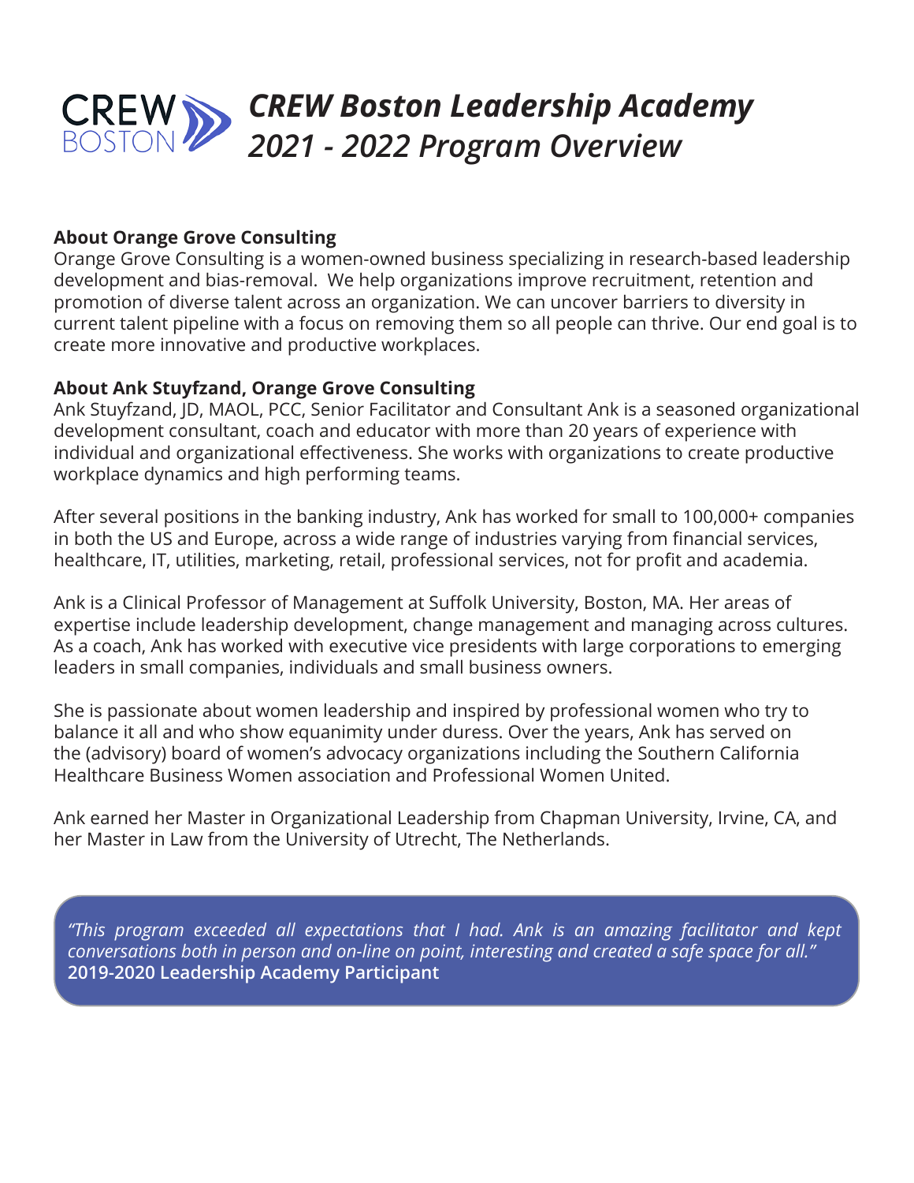# *CREW Boston Leadership Academy 2021 - 2022 Program Overview*

**About Orange Grove Consulting**

Orange Grove Consulting is a women-owned business specializing in research-based leadership development and bias-removal. We help organizations improve recruitment, retention and promotion of diverse talent across an organization. We can uncover barriers to diversity in current talent pipeline with a focus on removing them so all people can thrive. Our end goal is to create more innovative and productive workplaces.

**About Ank Stuyfzand, Orange Grove Consulting**

Ank Stuyfzand, JD, MAOL, PCC, Senior Facilitator and Consultant Ank is a seasoned organizational development consultant, coach and educator with more than 20 years of experience with individual and organizational effectiveness. She works with organizations to create productive workplace dynamics and high performing teams.

After several positions in the banking industry, Ank has worked for small to 100,000+ companies in both the US and Europe, across a wide range of industries varying from financial services, healthcare, IT, utilities, marketing, retail, professional services, not for profit and academia.

Ank is a Clinical Professor of Management at Suffolk University, Boston, MA. Her areas of expertise include leadership development, change management and managing across cultures. As a coach, Ank has worked with executive vice presidents with large corporations to emerging leaders in small companies, individuals and small business owners.

She is passionate about women leadership and inspired by professional women who try to balance it all and who show equanimity under duress. Over the years, Ank has served on the (advisory) board of women's advocacy organizations including the Southern California Healthcare Business Women association and Professional Women United.

Ank earned her Master in Organizational Leadership from Chapman University, Irvine, CA, and her Master in Law from the University of Utrecht, The Netherlands.

> *"This program exceeded all expectations that I had. Ank is an amazing facilitator and kept conversations both in person and on-line on point, interesting and created a safe space for all."*
> **2019-2020 Leadership Academy Participant**